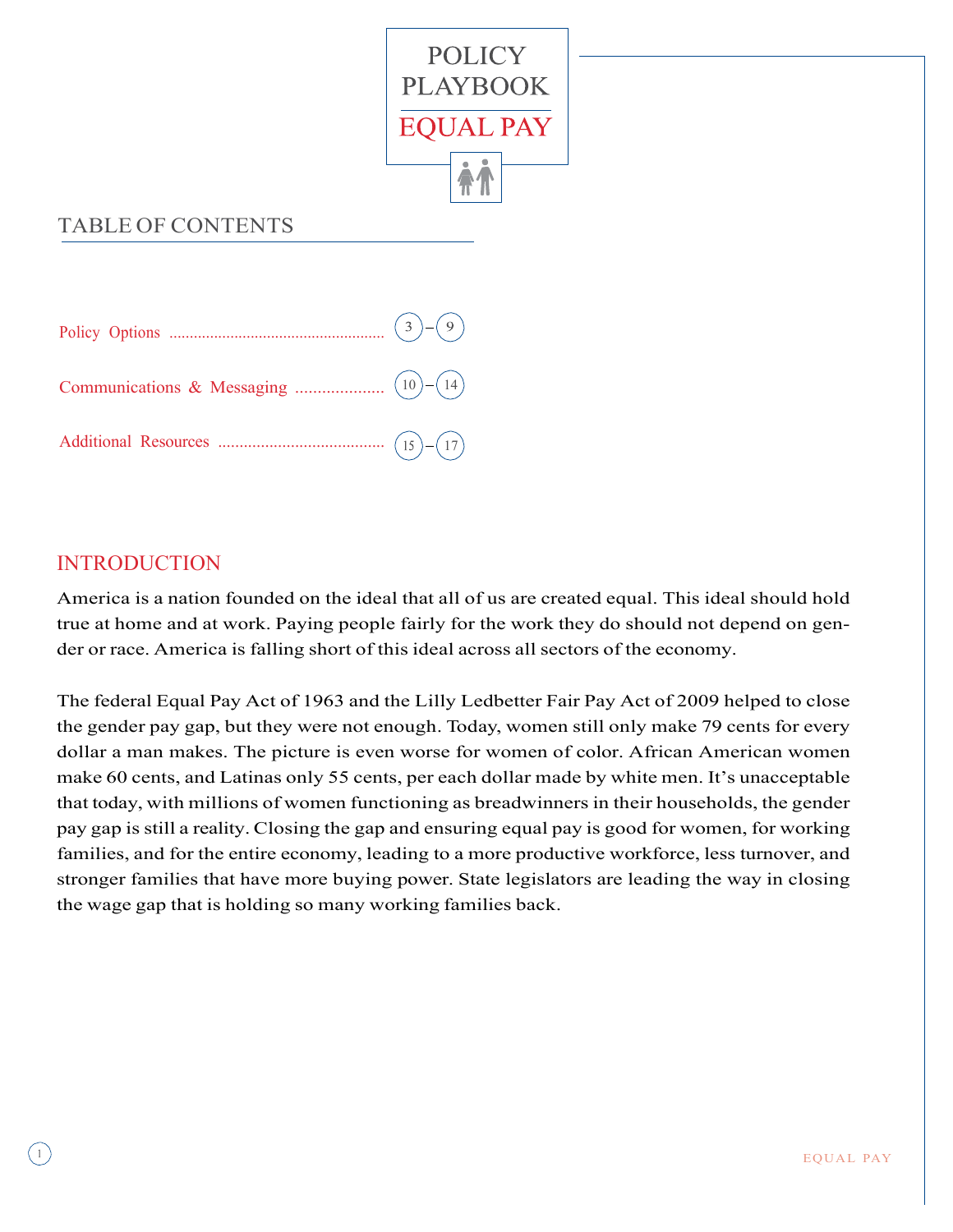# POLICY PLAYBOOK

# EQUAL PAY

## TABLE OF CONTENTS

Policy Options .................................................... 3 – 9

Communications & Messaging .................... 10 – 14

Additional Resources ...................................... 15 – 17

## INTRODUCTION

America is a nation founded on the ideal that all of us are created equal. This ideal should hold true at home and at work. Paying people fairly for the work they do should not depend on gender or race. America is falling short of this ideal across all sectors of the economy.

The federal Equal Pay Act of 1963 and the Lilly Ledbetter Fair Pay Act of 2009 helped to close the gender pay gap, but they were not enough. Today, women still only make 79 cents for every dollar a man makes. The picture is even worse for women of color. African American women make 60 cents, and Latinas only 55 cents, per each dollar made by white men. It's unacceptable that today, with millions of women functioning as breadwinners in their households, the gender pay gap is still a reality. Closing the gap and ensuring equal pay is good for women, for working families, and for the entire economy, leading to a more productive workforce, less turnover, and stronger families that have more buying power. State legislators are leading the way in closing the wage gap that is holding so many working families back.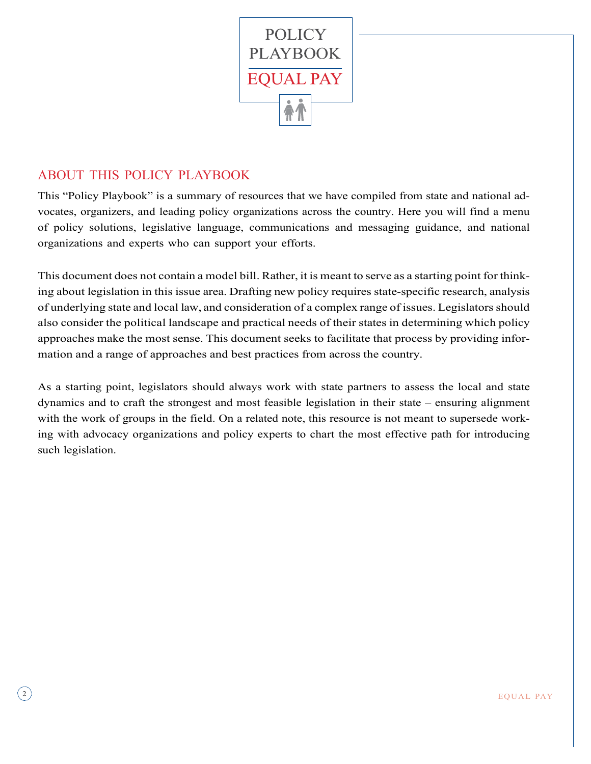# POLICY PLAYBOOK

## EQUAL PAY

## ABOUT THIS POLICY PLAYBOOK

This "Policy Playbook" is a summary of resources that we have compiled from state and national advocates, organizers, and leading policy organizations across the country. Here you will find a menu of policy solutions, legislative language, communications and messaging guidance, and national organizations and experts who can support your efforts.

This document does not contain a model bill. Rather, it is meant to serve as a starting point for thinking about legislation in this issue area. Drafting new policy requires state-specific research, analysis of underlying state and local law, and consideration of a complex range of issues. Legislators should also consider the political landscape and practical needs of their states in determining which policy approaches make the most sense. This document seeks to facilitate that process by providing information and a range of approaches and best practices from across the country.

As a starting point, legislators should always work with state partners to assess the local and state dynamics and to craft the strongest and most feasible legislation in their state – ensuring alignment with the work of groups in the field. On a related note, this resource is not meant to supersede working with advocacy organizations and policy experts to chart the most effective path for introducing such legislation.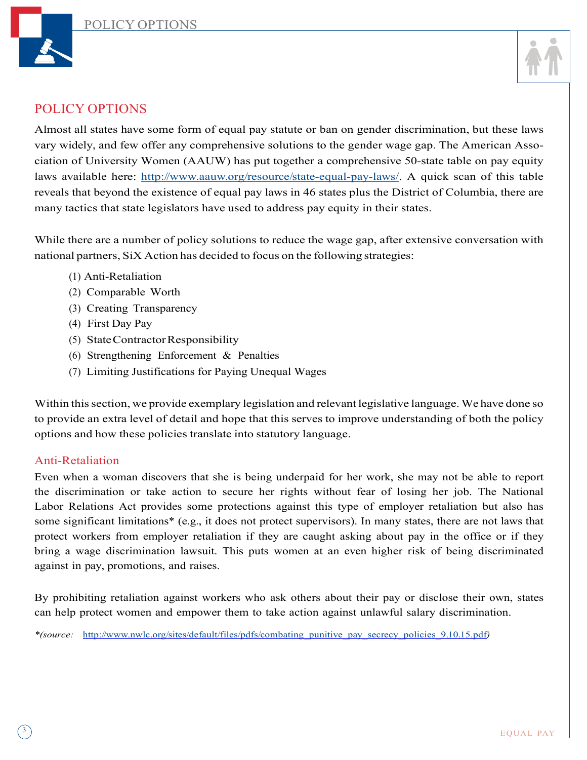## POLICY OPTIONS

Almost all states have some form of equal pay statute or ban on gender discrimination, but these laws vary widely, and few offer any comprehensive solutions to the gender wage gap. The American Association of University Women (AAUW) has put together a comprehensive 50-state table on pay equity laws available here: http://www.aauw.org/resource/state-equal-pay-laws/. A quick scan of this table reveals that beyond the existence of equal pay laws in 46 states plus the District of Columbia, there are many tactics that state legislators have used to address pay equity in their states.

While there are a number of policy solutions to reduce the wage gap, after extensive conversation with national partners, SiX Action has decided to focus on the following strategies:

(1) Anti-Retaliation
(2) Comparable Worth
(3) Creating Transparency
(4) First Day Pay
(5) State Contractor Responsibility
(6) Strengthening Enforcement & Penalties
(7) Limiting Justifications for Paying Unequal Wages

Within this section, we provide exemplary legislation and relevant legislative language. We have done so to provide an extra level of detail and hope that this serves to improve understanding of both the policy options and how these policies translate into statutory language.

### Anti-Retaliation

Even when a woman discovers that she is being underpaid for her work, she may not be able to report the discrimination or take action to secure her rights without fear of losing her job. The National Labor Relations Act provides some protections against this type of employer retaliation but also has some significant limitations* (e.g., it does not protect supervisors). In many states, there are not laws that protect workers from employer retaliation if they are caught asking about pay in the office or if they bring a wage discrimination lawsuit. This puts women at an even higher risk of being discriminated against in pay, promotions, and raises.

By prohibiting retaliation against workers who ask others about their pay or disclose their own, states can help protect women and empower them to take action against unlawful salary discrimination.

*\*(source: http://www.nwlc.org/sites/default/files/pdfs/combating_punitive_pay_secrecy_policies_9.10.15.pdf)*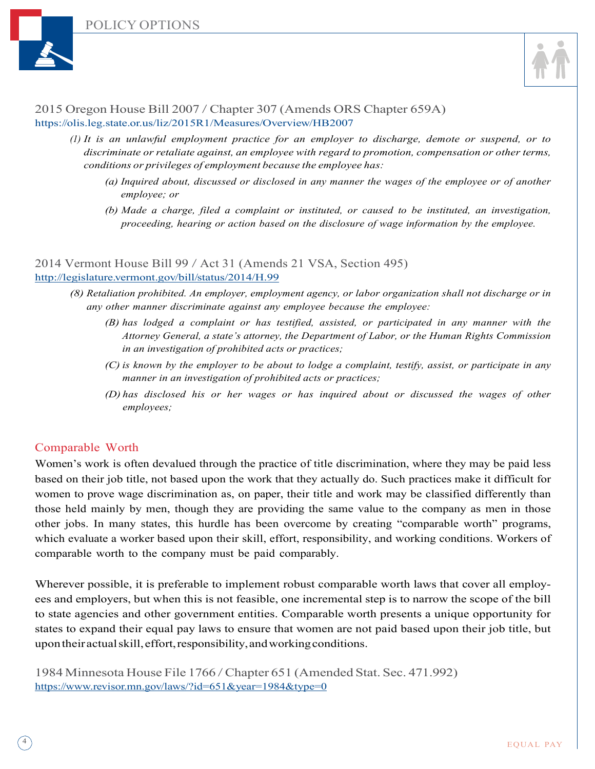2015 Oregon House Bill 2007 / Chapter 307 (Amends ORS Chapter 659A)
https://olis.leg.state.or.us/liz/2015R1/Measures/Overview/HB2007

> *(1) It is an unlawful employment practice for an employer to discharge, demote or suspend, or to discriminate or retaliate against, an employee with regard to promotion, compensation or other terms, conditions or privileges of employment because the employee has:*
>
> *(a) Inquired about, discussed or disclosed in any manner the wages of the employee or of another employee; or*
>
> *(b) Made a charge, filed a complaint or instituted, or caused to be instituted, an investigation, proceeding, hearing or action based on the disclosure of wage information by the employee.*

2014 Vermont House Bill 99 / Act 31 (Amends 21 VSA, Section 495)
http://legislature.vermont.gov/bill/status/2014/H.99

> *(8) Retaliation prohibited. An employer, employment agency, or labor organization shall not discharge or in any other manner discriminate against any employee because the employee:*
>
> *(B) has lodged a complaint or has testified, assisted, or participated in any manner with the Attorney General, a state's attorney, the Department of Labor, or the Human Rights Commission in an investigation of prohibited acts or practices;*
>
> *(C) is known by the employer to be about to lodge a complaint, testify, assist, or participate in any manner in an investigation of prohibited acts or practices;*
>
> *(D) has disclosed his or her wages or has inquired about or discussed the wages of other employees;*

## Comparable Worth

Women's work is often devalued through the practice of title discrimination, where they may be paid less based on their job title, not based upon the work that they actually do. Such practices make it difficult for women to prove wage discrimination as, on paper, their title and work may be classified differently than those held mainly by men, though they are providing the same value to the company as men in those other jobs. In many states, this hurdle has been overcome by creating "comparable worth" programs, which evaluate a worker based upon their skill, effort, responsibility, and working conditions. Workers of comparable worth to the company must be paid comparably.

Wherever possible, it is preferable to implement robust comparable worth laws that cover all employees and employers, but when this is not feasible, one incremental step is to narrow the scope of the bill to state agencies and other government entities. Comparable worth presents a unique opportunity for states to expand their equal pay laws to ensure that women are not paid based upon their job title, but upon their actual skill, effort, responsibility, and working conditions.

1984 Minnesota House File 1766 / Chapter 651 (Amended Stat. Sec. 471.992)
https://www.revisor.mn.gov/laws/?id=651&year=1984&type=0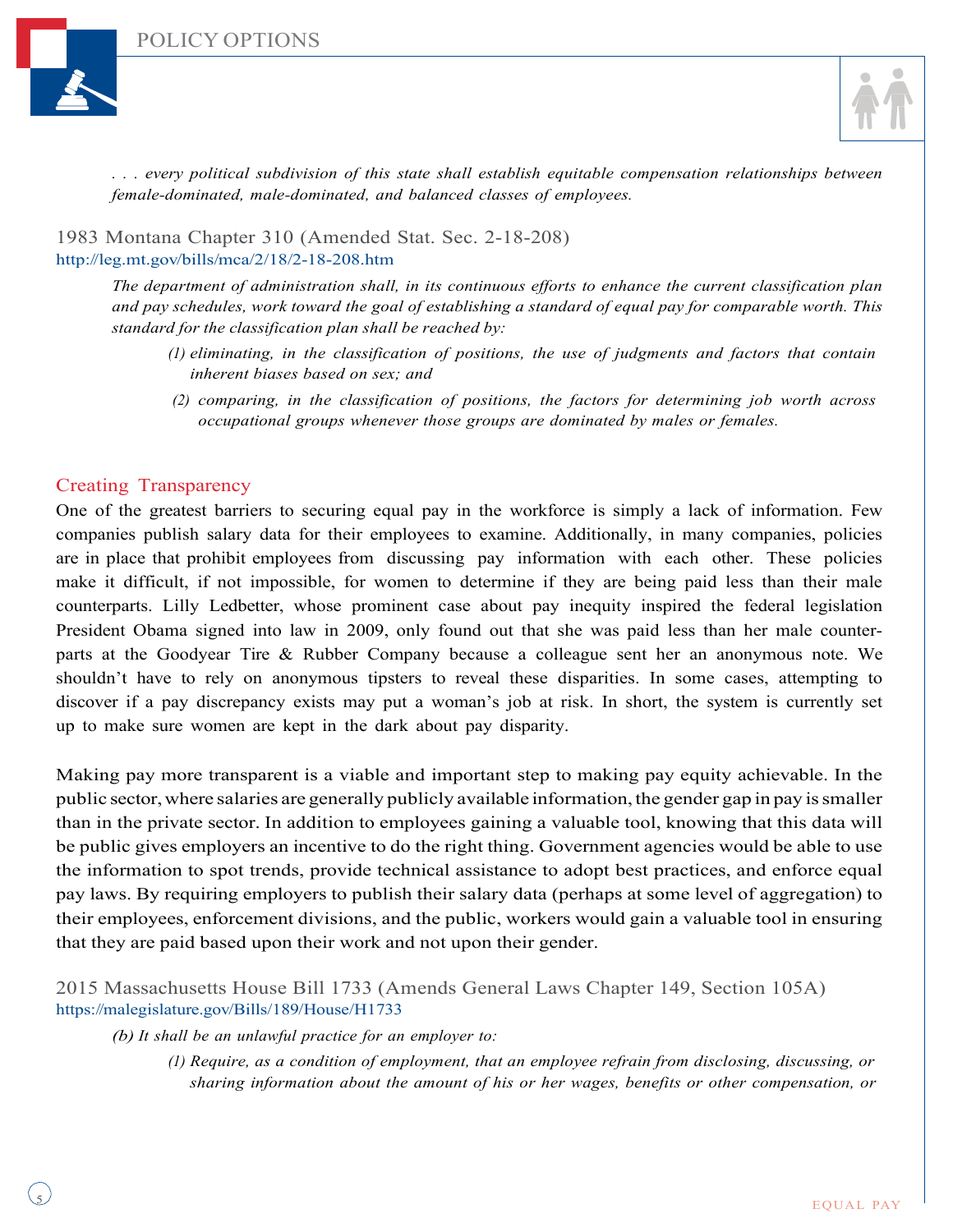*. . . every political subdivision of this state shall establish equitable compensation relationships between female-dominated, male-dominated, and balanced classes of employees.*

### 1983 Montana Chapter 310 (Amended Stat. Sec. 2-18-208)

http://leg.mt.gov/bills/mca/2/18/2-18-208.htm

> *The department of administration shall, in its continuous efforts to enhance the current classification plan and pay schedules, work toward the goal of establishing a standard of equal pay for comparable worth. This standard for the classification plan shall be reached by:*
>
> *(1) eliminating, in the classification of positions, the use of judgments and factors that contain inherent biases based on sex; and*
>
> *(2) comparing, in the classification of positions, the factors for determining job worth across occupational groups whenever those groups are dominated by males or females.*

## Creating Transparency

One of the greatest barriers to securing equal pay in the workforce is simply a lack of information. Few companies publish salary data for their employees to examine. Additionally, in many companies, policies are in place that prohibit employees from discussing pay information with each other. These policies make it difficult, if not impossible, for women to determine if they are being paid less than their male counterparts. Lilly Ledbetter, whose prominent case about pay inequity inspired the federal legislation President Obama signed into law in 2009, only found out that she was paid less than her male counterparts at the Goodyear Tire & Rubber Company because a colleague sent her an anonymous note. We shouldn't have to rely on anonymous tipsters to reveal these disparities. In some cases, attempting to discover if a pay discrepancy exists may put a woman's job at risk. In short, the system is currently set up to make sure women are kept in the dark about pay disparity.

Making pay more transparent is a viable and important step to making pay equity achievable. In the public sector, where salaries are generally publicly available information, the gender gap in pay is smaller than in the private sector. In addition to employees gaining a valuable tool, knowing that this data will be public gives employers an incentive to do the right thing. Government agencies would be able to use the information to spot trends, provide technical assistance to adopt best practices, and enforce equal pay laws. By requiring employers to publish their salary data (perhaps at some level of aggregation) to their employees, enforcement divisions, and the public, workers would gain a valuable tool in ensuring that they are paid based upon their work and not upon their gender.

### 2015 Massachusetts House Bill 1733 (Amends General Laws Chapter 149, Section 105A)

https://malegislature.gov/Bills/189/House/H1733

> *(b) It shall be an unlawful practice for an employer to:*
>
> *(1) Require, as a condition of employment, that an employee refrain from disclosing, discussing, or sharing information about the amount of his or her wages, benefits or other compensation, or*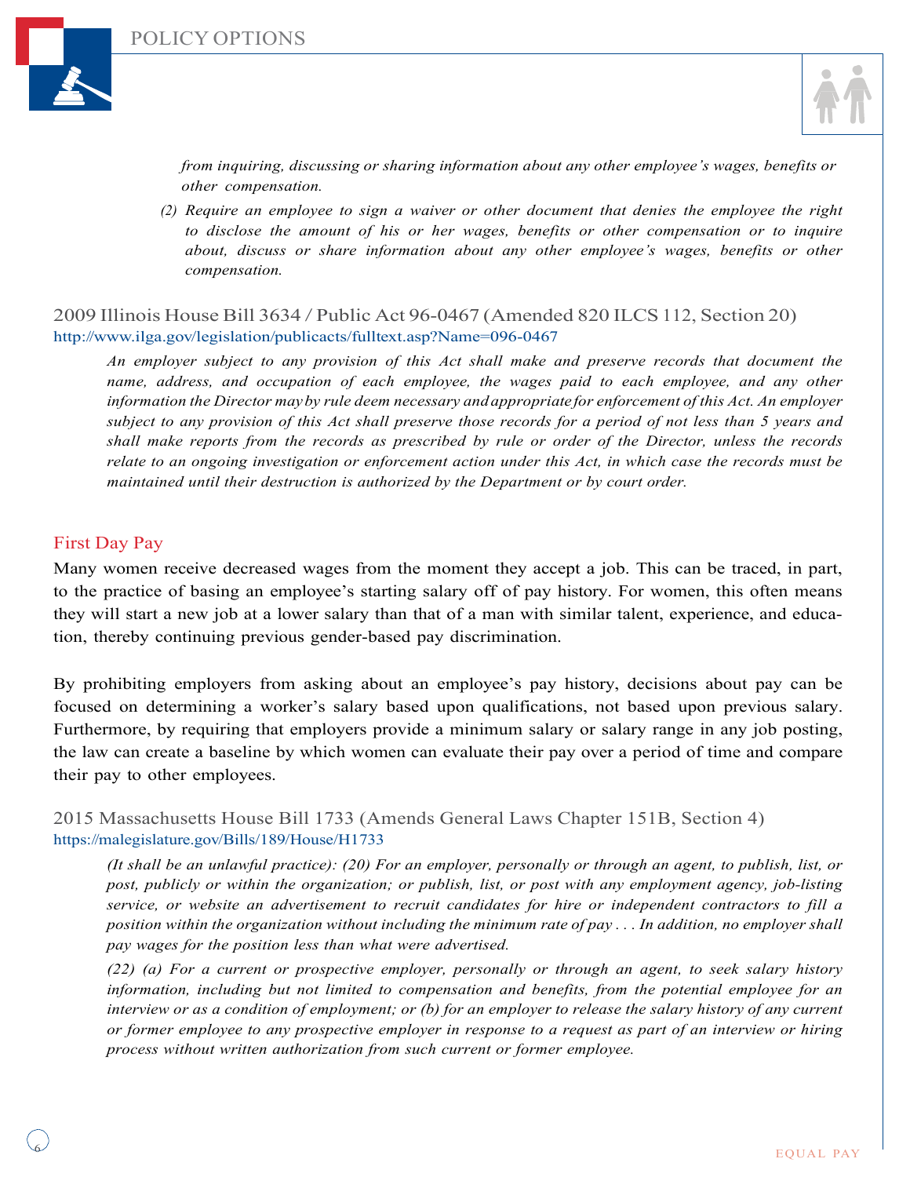*from inquiring, discussing or sharing information about any other employee's wages, benefits or other compensation.*

*(2) Require an employee to sign a waiver or other document that denies the employee the right to disclose the amount of his or her wages, benefits or other compensation or to inquire about, discuss or share information about any other employee's wages, benefits or other compensation.*

### 2009 Illinois House Bill 3634 / Public Act 96-0467 (Amended 820 ILCS 112, Section 20)

http://www.ilga.gov/legislation/publicacts/fulltext.asp?Name=096-0467

> *An employer subject to any provision of this Act shall make and preserve records that document the name, address, and occupation of each employee, the wages paid to each employee, and any other information the Director may by rule deem necessary and appropriate for enforcement of this Act. An employer subject to any provision of this Act shall preserve those records for a period of not less than 5 years and shall make reports from the records as prescribed by rule or order of the Director, unless the records relate to an ongoing investigation or enforcement action under this Act, in which case the records must be maintained until their destruction is authorized by the Department or by court order.*

## First Day Pay

Many women receive decreased wages from the moment they accept a job. This can be traced, in part, to the practice of basing an employee's starting salary off of pay history. For women, this often means they will start a new job at a lower salary than that of a man with similar talent, experience, and education, thereby continuing previous gender-based pay discrimination.

By prohibiting employers from asking about an employee's pay history, decisions about pay can be focused on determining a worker's salary based upon qualifications, not based upon previous salary. Furthermore, by requiring that employers provide a minimum salary or salary range in any job posting, the law can create a baseline by which women can evaluate their pay over a period of time and compare their pay to other employees.

### 2015 Massachusetts House Bill 1733 (Amends General Laws Chapter 151B, Section 4)

https://malegislature.gov/Bills/189/House/H1733

> *(It shall be an unlawful practice): (20) For an employer, personally or through an agent, to publish, list, or post, publicly or within the organization; or publish, list, or post with any employment agency, job-listing service, or website an advertisement to recruit candidates for hire or independent contractors to fill a position within the organization without including the minimum rate of pay . . . In addition, no employer shall pay wages for the position less than what were advertised.*
>
> *(22) (a) For a current or prospective employer, personally or through an agent, to seek salary history information, including but not limited to compensation and benefits, from the potential employee for an interview or as a condition of employment; or (b) for an employer to release the salary history of any current or former employee to any prospective employer in response to a request as part of an interview or hiring process without written authorization from such current or former employee.*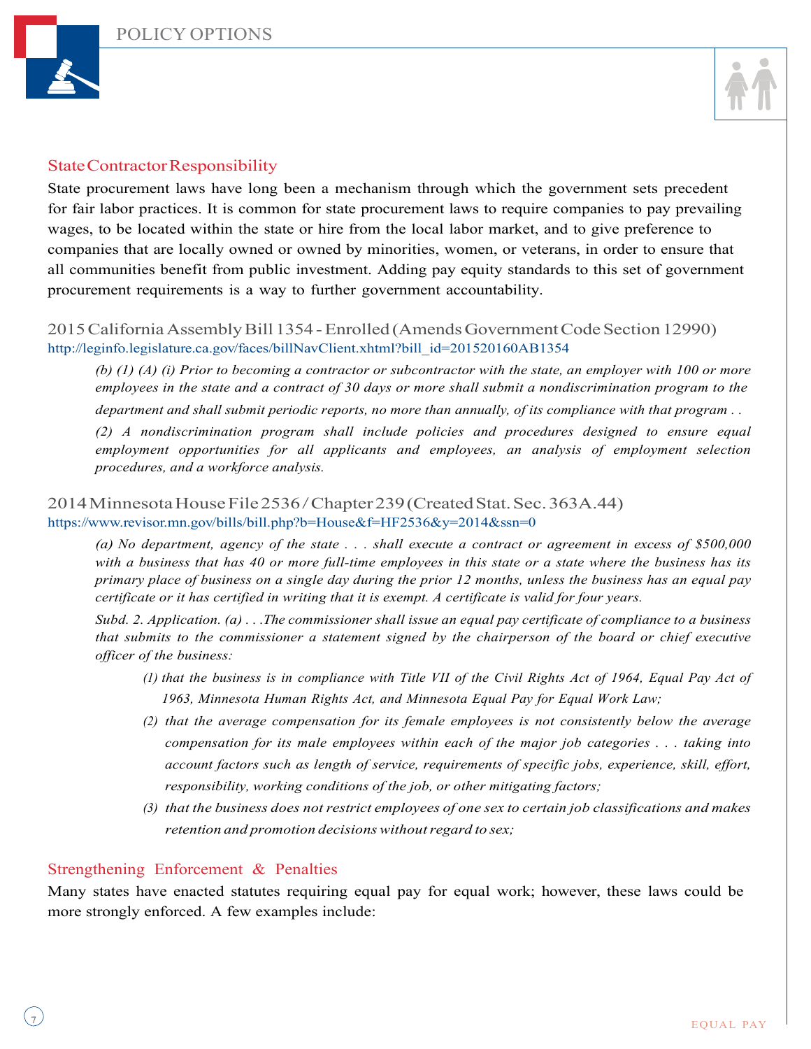## State Contractor Responsibility

State procurement laws have long been a mechanism through which the government sets precedent for fair labor practices. It is common for state procurement laws to require companies to pay prevailing wages, to be located within the state or hire from the local labor market, and to give preference to companies that are locally owned or owned by minorities, women, or veterans, in order to ensure that all communities benefit from public investment. Adding pay equity standards to this set of government procurement requirements is a way to further government accountability.

### 2015 California Assembly Bill 1354 - Enrolled (Amends Government Code Section 12990)

http://leginfo.legislature.ca.gov/faces/billNavClient.xhtml?bill_id=201520160AB1354

> *(b) (1) (A) (i) Prior to becoming a contractor or subcontractor with the state, an employer with 100 or more employees in the state and a contract of 30 days or more shall submit a nondiscrimination program to the department and shall submit periodic reports, no more than annually, of its compliance with that program . .*
>
> *(2) A nondiscrimination program shall include policies and procedures designed to ensure equal employment opportunities for all applicants and employees, an analysis of employment selection procedures, and a workforce analysis.*

### 2014 Minnesota House File 2536 / Chapter 239 (Created Stat. Sec. 363A.44)

https://www.revisor.mn.gov/bills/bill.php?b=House&f=HF2536&y=2014&ssn=0

> *(a) No department, agency of the state . . . shall execute a contract or agreement in excess of $500,000 with a business that has 40 or more full-time employees in this state or a state where the business has its primary place of business on a single day during the prior 12 months, unless the business has an equal pay certificate or it has certified in writing that it is exempt. A certificate is valid for four years.*
>
> *Subd. 2. Application. (a) . . .The commissioner shall issue an equal pay certificate of compliance to a business that submits to the commissioner a statement signed by the chairperson of the board or chief executive officer of the business:*
>
> > *(1) that the business is in compliance with Title VII of the Civil Rights Act of 1964, Equal Pay Act of 1963, Minnesota Human Rights Act, and Minnesota Equal Pay for Equal Work Law;*
> >
> > *(2) that the average compensation for its female employees is not consistently below the average compensation for its male employees within each of the major job categories . . . taking into account factors such as length of service, requirements of specific jobs, experience, skill, effort, responsibility, working conditions of the job, or other mitigating factors;*
> >
> > *(3) that the business does not restrict employees of one sex to certain job classifications and makes retention and promotion decisions without regard to sex;*

## Strengthening Enforcement & Penalties

Many states have enacted statutes requiring equal pay for equal work; however, these laws could be more strongly enforced. A few examples include: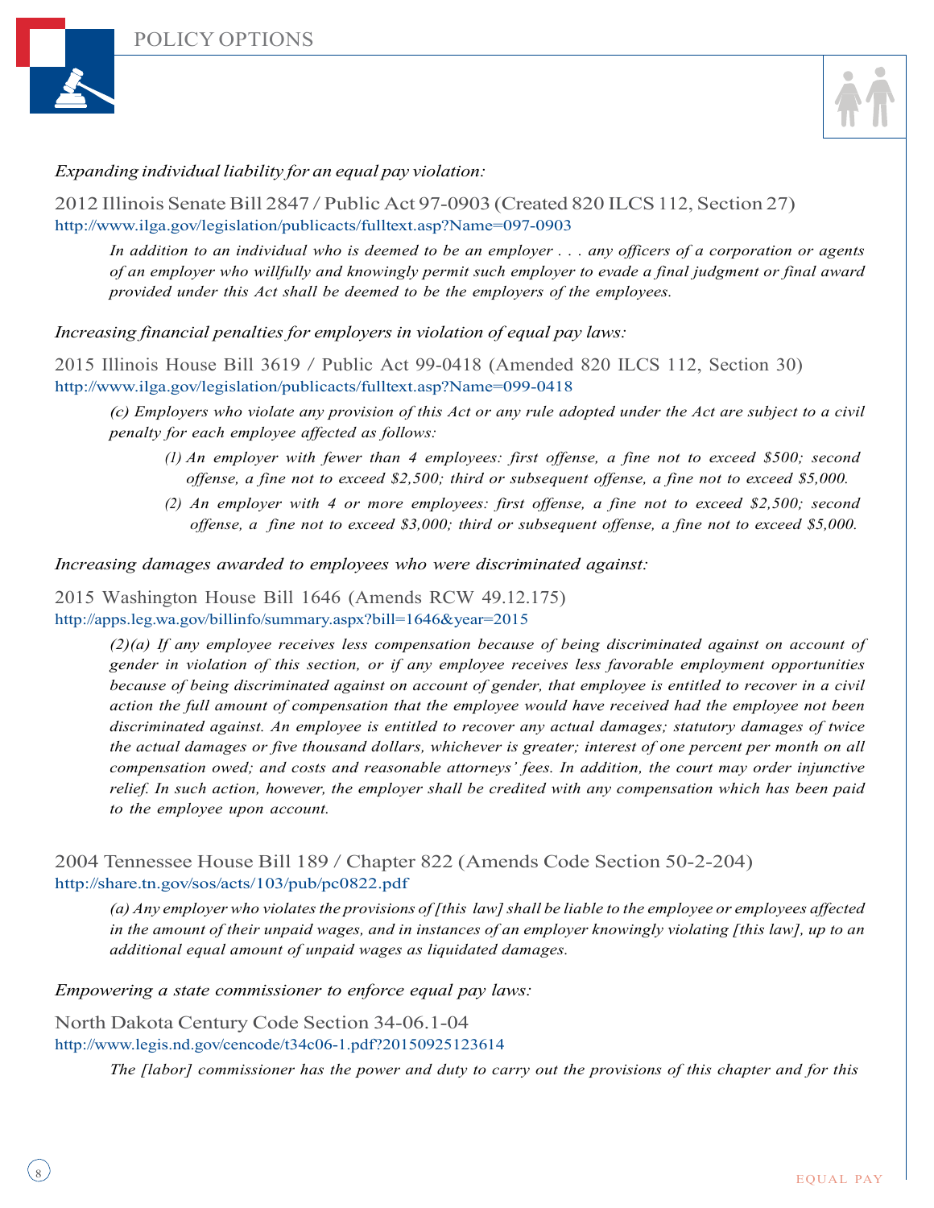*Expanding individual liability for an equal pay violation:*

2012 Illinois Senate Bill 2847 / Public Act 97-0903 (Created 820 ILCS 112, Section 27)
http://www.ilga.gov/legislation/publicacts/fulltext.asp?Name=097-0903

> *In addition to an individual who is deemed to be an employer . . . any officers of a corporation or agents of an employer who willfully and knowingly permit such employer to evade a final judgment or final award provided under this Act shall be deemed to be the employers of the employees.*

*Increasing financial penalties for employers in violation of equal pay laws:*

2015 Illinois House Bill 3619 / Public Act 99-0418 (Amended 820 ILCS 112, Section 30)
http://www.ilga.gov/legislation/publicacts/fulltext.asp?Name=099-0418

> *(c) Employers who violate any provision of this Act or any rule adopted under the Act are subject to a civil penalty for each employee affected as follows:*
>
> > *(1) An employer with fewer than 4 employees: first offense, a fine not to exceed $500; second offense, a fine not to exceed $2,500; third or subsequent offense, a fine not to exceed $5,000.*
> >
> > *(2) An employer with 4 or more employees: first offense, a fine not to exceed $2,500; second offense, a fine not to exceed $3,000; third or subsequent offense, a fine not to exceed $5,000.*

*Increasing damages awarded to employees who were discriminated against:*

2015 Washington House Bill 1646 (Amends RCW 49.12.175)
http://apps.leg.wa.gov/billinfo/summary.aspx?bill=1646&year=2015

> *(2)(a) If any employee receives less compensation because of being discriminated against on account of gender in violation of this section, or if any employee receives less favorable employment opportunities because of being discriminated against on account of gender, that employee is entitled to recover in a civil action the full amount of compensation that the employee would have received had the employee not been discriminated against. An employee is entitled to recover any actual damages; statutory damages of twice the actual damages or five thousand dollars, whichever is greater; interest of one percent per month on all compensation owed; and costs and reasonable attorneys' fees. In addition, the court may order injunctive relief. In such action, however, the employer shall be credited with any compensation which has been paid to the employee upon account.*

2004 Tennessee House Bill 189 / Chapter 822 (Amends Code Section 50-2-204)
http://share.tn.gov/sos/acts/103/pub/pc0822.pdf

> *(a) Any employer who violates the provisions of [this law] shall be liable to the employee or employees affected in the amount of their unpaid wages, and in instances of an employer knowingly violating [this law], up to an additional equal amount of unpaid wages as liquidated damages.*

*Empowering a state commissioner to enforce equal pay laws:*

North Dakota Century Code Section 34-06.1-04
http://www.legis.nd.gov/cencode/t34c06-1.pdf?20150925123614

> *The [labor] commissioner has the power and duty to carry out the provisions of this chapter and for this*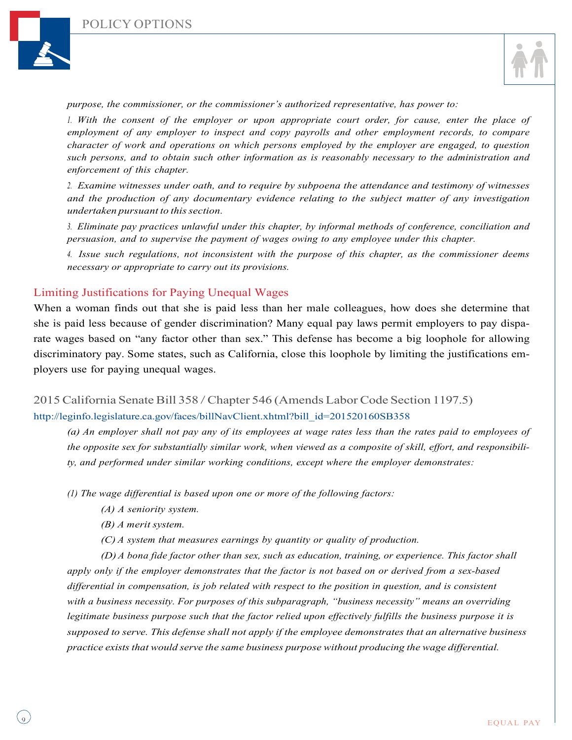*purpose, the commissioner, or the commissioner's authorized representative, has power to:*

*1. With the consent of the employer or upon appropriate court order, for cause, enter the place of employment of any employer to inspect and copy payrolls and other employment records, to compare character of work and operations on which persons employed by the employer are engaged, to question such persons, and to obtain such other information as is reasonably necessary to the administration and enforcement of this chapter.*

*2. Examine witnesses under oath, and to require by subpoena the attendance and testimony of witnesses and the production of any documentary evidence relating to the subject matter of any investigation undertaken pursuant to this section.*

*3. Eliminate pay practices unlawful under this chapter, by informal methods of conference, conciliation and persuasion, and to supervise the payment of wages owing to any employee under this chapter.*

*4. Issue such regulations, not inconsistent with the purpose of this chapter, as the commissioner deems necessary or appropriate to carry out its provisions.*

## Limiting Justifications for Paying Unequal Wages

When a woman finds out that she is paid less than her male colleagues, how does she determine that she is paid less because of gender discrimination? Many equal pay laws permit employers to pay disparate wages based on "any factor other than sex." This defense has become a big loophole for allowing discriminatory pay. Some states, such as California, close this loophole by limiting the justifications employers use for paying unequal wages.

### 2015 California Senate Bill 358 / Chapter 546 (Amends Labor Code Section 1197.5)

http://leginfo.legislature.ca.gov/faces/billNavClient.xhtml?bill_id=201520160SB358

*(a) An employer shall not pay any of its employees at wage rates less than the rates paid to employees of the opposite sex for substantially similar work, when viewed as a composite of skill, effort, and responsibility, and performed under similar working conditions, except where the employer demonstrates:*

*(1) The wage differential is based upon one or more of the following factors:*

*(A) A seniority system.*

*(B) A merit system.*

*(C) A system that measures earnings by quantity or quality of production.*

*(D) A bona fide factor other than sex, such as education, training, or experience. This factor shall apply only if the employer demonstrates that the factor is not based on or derived from a sex-based differential in compensation, is job related with respect to the position in question, and is consistent with a business necessity. For purposes of this subparagraph, "business necessity" means an overriding legitimate business purpose such that the factor relied upon effectively fulfills the business purpose it is supposed to serve. This defense shall not apply if the employee demonstrates that an alternative business practice exists that would serve the same business purpose without producing the wage differential.*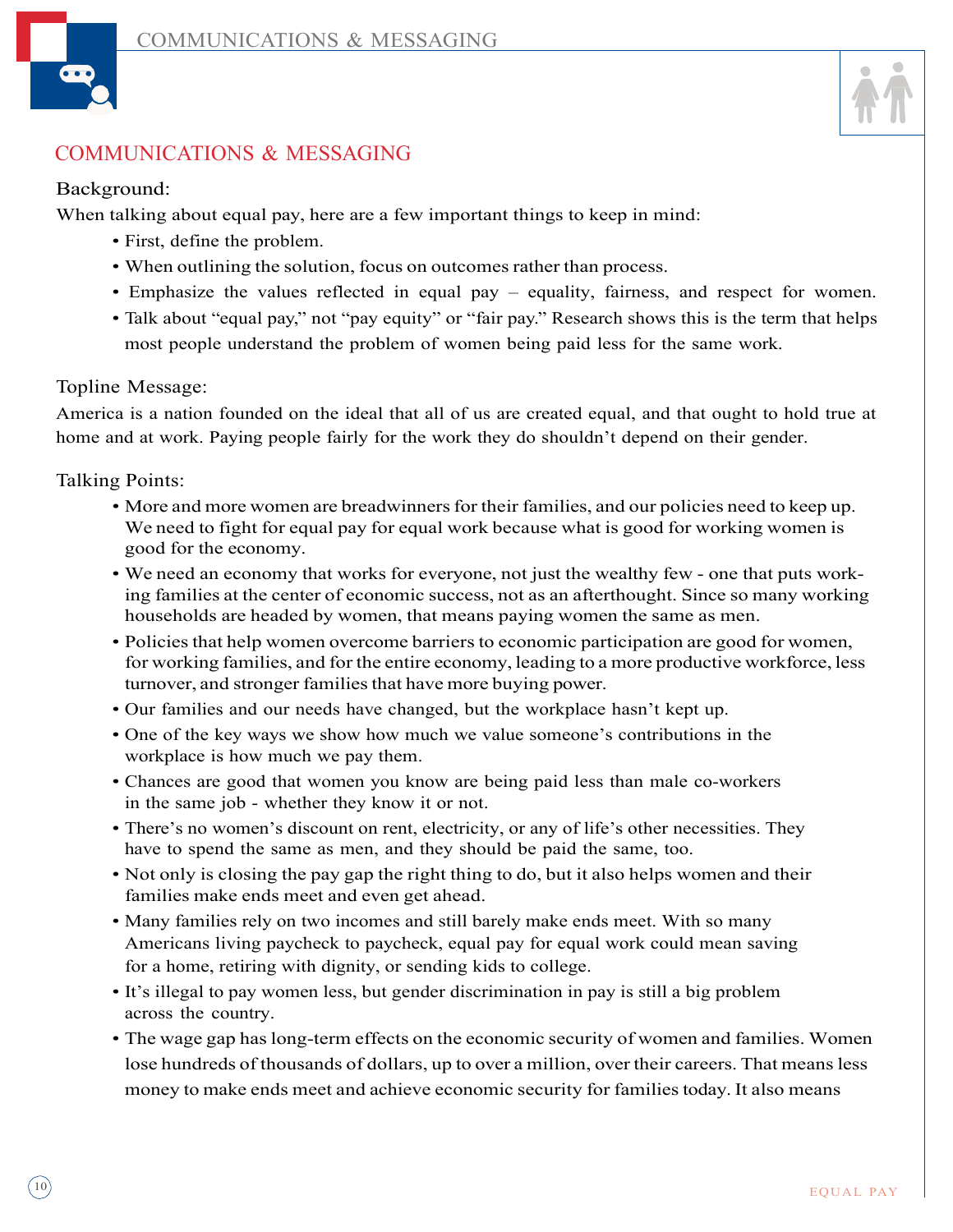## COMMUNICATIONS & MESSAGING

### Background:

When talking about equal pay, here are a few important things to keep in mind:

- First, define the problem.
- When outlining the solution, focus on outcomes rather than process.
- Emphasize the values reflected in equal pay – equality, fairness, and respect for women.
- Talk about “equal pay,” not “pay equity” or “fair pay.” Research shows this is the term that helps most people understand the problem of women being paid less for the same work.

### Topline Message:

America is a nation founded on the ideal that all of us are created equal, and that ought to hold true at home and at work. Paying people fairly for the work they do shouldn’t depend on their gender.

### Talking Points:

- More and more women are breadwinners for their families, and our policies need to keep up. We need to fight for equal pay for equal work because what is good for working women is good for the economy.
- We need an economy that works for everyone, not just the wealthy few - one that puts working families at the center of economic success, not as an afterthought. Since so many working households are headed by women, that means paying women the same as men.
- Policies that help women overcome barriers to economic participation are good for women, for working families, and for the entire economy, leading to a more productive workforce, less turnover, and stronger families that have more buying power.
- Our families and our needs have changed, but the workplace hasn’t kept up.
- One of the key ways we show how much we value someone’s contributions in the workplace is how much we pay them.
- Chances are good that women you know are being paid less than male co-workers in the same job - whether they know it or not.
- There’s no women’s discount on rent, electricity, or any of life’s other necessities. They have to spend the same as men, and they should be paid the same, too.
- Not only is closing the pay gap the right thing to do, but it also helps women and their families make ends meet and even get ahead.
- Many families rely on two incomes and still barely make ends meet. With so many Americans living paycheck to paycheck, equal pay for equal work could mean saving for a home, retiring with dignity, or sending kids to college.
- It’s illegal to pay women less, but gender discrimination in pay is still a big problem across the country.
- The wage gap has long-term effects on the economic security of women and families. Women lose hundreds of thousands of dollars, up to over a million, over their careers. That means less money to make ends meet and achieve economic security for families today. It also means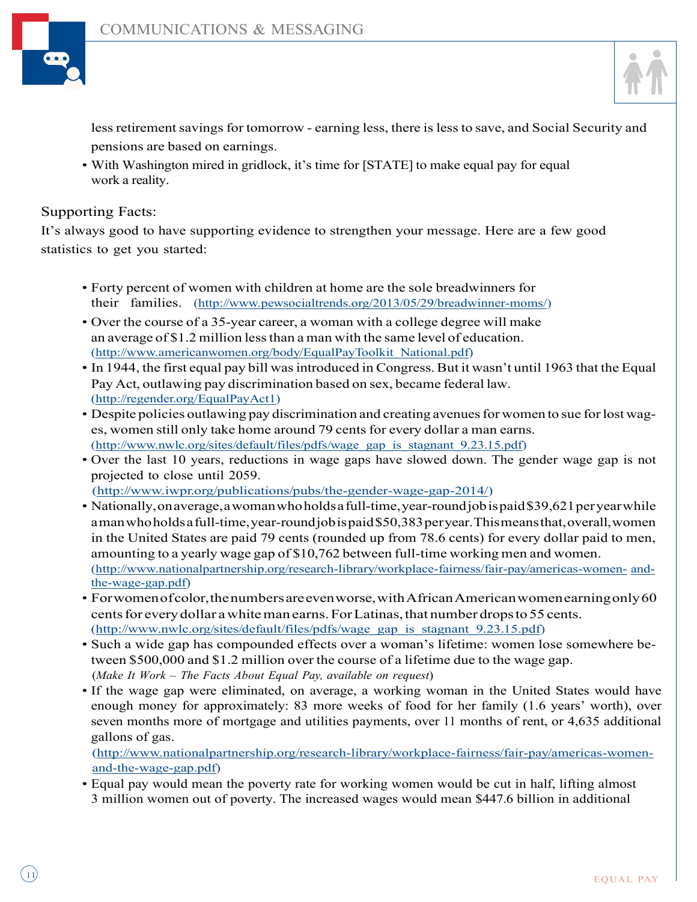less retirement savings for tomorrow - earning less, there is less to save, and Social Security and pensions are based on earnings.

- With Washington mired in gridlock, it's time for [STATE] to make equal pay for equal work a reality.

Supporting Facts:

It's always good to have supporting evidence to strengthen your message. Here are a few good statistics to get you started:

- Forty percent of women with children at home are the sole breadwinners for their families. (http://www.pewsocialtrends.org/2013/05/29/breadwinner-moms/)
- Over the course of a 35-year career, a woman with a college degree will make an average of $1.2 million less than a man with the same level of education. (http://www.americanwomen.org/body/EqualPayToolkit_National.pdf)
- In 1944, the first equal pay bill was introduced in Congress. But it wasn't until 1963 that the Equal Pay Act, outlawing pay discrimination based on sex, became federal law. (http://regender.org/EqualPayAct1)
- Despite policies outlawing pay discrimination and creating avenues for women to sue for lost wages, women still only take home around 79 cents for every dollar a man earns. (http://www.nwlc.org/sites/default/files/pdfs/wage_gap_is_stagnant_9.23.15.pdf)
- Over the last 10 years, reductions in wage gaps have slowed down. The gender wage gap is not projected to close until 2059. (http://www.iwpr.org/publications/pubs/the-gender-wage-gap-2014/)
- Nationally, on average, a woman who holds a full-time, year-round job is paid $39,621 per year while a man who holds a full-time, year-round job is paid $50,383 per year. This means that, overall, women in the United States are paid 79 cents (rounded up from 78.6 cents) for every dollar paid to men, amounting to a yearly wage gap of $10,762 between full-time working men and women. (http://www.nationalpartnership.org/research-library/workplace-fairness/fair-pay/americas-women-and-the-wage-gap.pdf)
- For women of color, the numbers are even worse, with African American women earning only 60 cents for every dollar a white man earns. For Latinas, that number drops to 55 cents. (http://www.nwlc.org/sites/default/files/pdfs/wage_gap_is_stagnant_9.23.15.pdf)
- Such a wide gap has compounded effects over a woman's lifetime: women lose somewhere between $500,000 and $1.2 million over the course of a lifetime due to the wage gap. (*Make It Work – The Facts About Equal Pay, available on request*)
- If the wage gap were eliminated, on average, a working woman in the United States would have enough money for approximately: 83 more weeks of food for her family (1.6 years' worth), over seven months more of mortgage and utilities payments, over 11 months of rent, or 4,635 additional gallons of gas. (http://www.nationalpartnership.org/research-library/workplace-fairness/fair-pay/americas-women-and-the-wage-gap.pdf)
- Equal pay would mean the poverty rate for working women would be cut in half, lifting almost 3 million women out of poverty. The increased wages would mean $447.6 billion in additional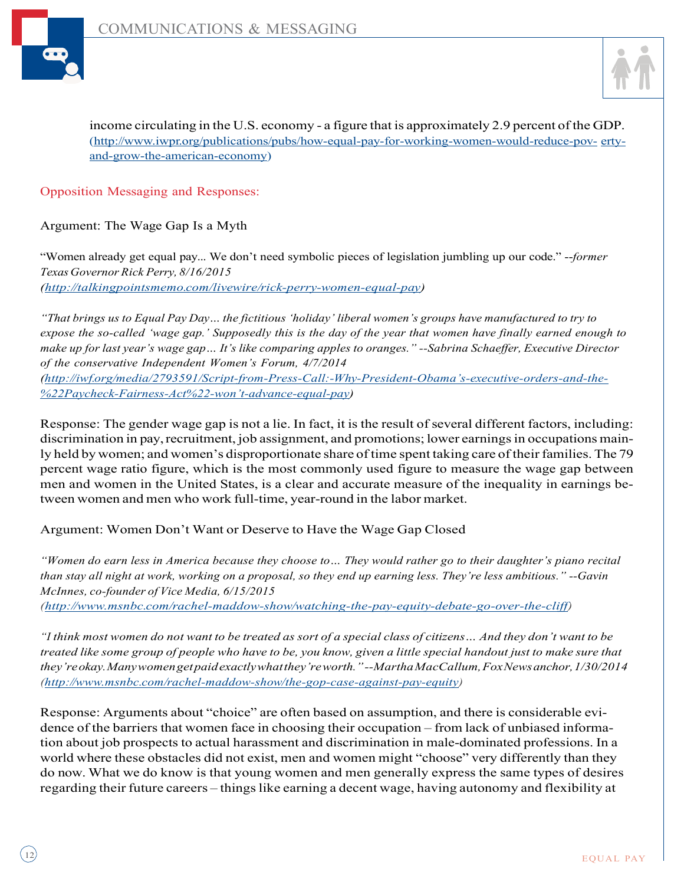income circulating in the U.S. economy - a figure that is approximately 2.9 percent of the GDP. (http://www.iwpr.org/publications/pubs/how-equal-pay-for-working-women-would-reduce-pov- erty-and-grow-the-american-economy)

## Opposition Messaging and Responses:

### Argument: The Wage Gap Is a Myth

“Women already get equal pay... We don’t need symbolic pieces of legislation jumbling up our code.” --*former Texas Governor Rick Perry, 8/16/2015 (http://talkingpointsmemo.com/livewire/rick-perry-women-equal-pay)*

*“That brings us to Equal Pay Day... the fictitious ‘holiday’ liberal women’s groups have manufactured to try to expose the so-called ‘wage gap.’ Supposedly this is the day of the year that women have finally earned enough to make up for last year’s wage gap... It’s like comparing apples to oranges.” --Sabrina Schaeffer, Executive Director of the conservative Independent Women’s Forum, 4/7/2014 (http://iwf.org/media/2793591/Script-from-Press-Call:-Why-President-Obama’s-executive-orders-and-the-%22Paycheck-Fairness-Act%22-won’t-advance-equal-pay)*

Response: The gender wage gap is not a lie. In fact, it is the result of several different factors, including: discrimination in pay, recruitment, job assignment, and promotions; lower earnings in occupations mainly held by women; and women’s disproportionate share of time spent taking care of their families. The 79 percent wage ratio figure, which is the most commonly used figure to measure the wage gap between men and women in the United States, is a clear and accurate measure of the inequality in earnings between women and men who work full-time, year-round in the labor market.

### Argument: Women Don’t Want or Deserve to Have the Wage Gap Closed

*“Women do earn less in America because they choose to... They would rather go to their daughter’s piano recital than stay all night at work, working on a proposal, so they end up earning less. They’re less ambitious.” --Gavin McInnes, co-founder of Vice Media, 6/15/2015 (http://www.msnbc.com/rachel-maddow-show/watching-the-pay-equity-debate-go-over-the-cliff)*

*“I think most women do not want to be treated as sort of a special class of citizens... And they don’t want to be treated like some group of people who have to be, you know, given a little special handout just to make sure that they’re okay. Many women get paid exactly what they’re worth.” --Martha MacCallum, Fox News anchor, 1/30/2014 (http://www.msnbc.com/rachel-maddow-show/the-gop-case-against-pay-equity)*

Response: Arguments about “choice” are often based on assumption, and there is considerable evidence of the barriers that women face in choosing their occupation – from lack of unbiased information about job prospects to actual harassment and discrimination in male-dominated professions. In a world where these obstacles did not exist, men and women might “choose” very differently than they do now. What we do know is that young women and men generally express the same types of desires regarding their future careers – things like earning a decent wage, having autonomy and flexibility at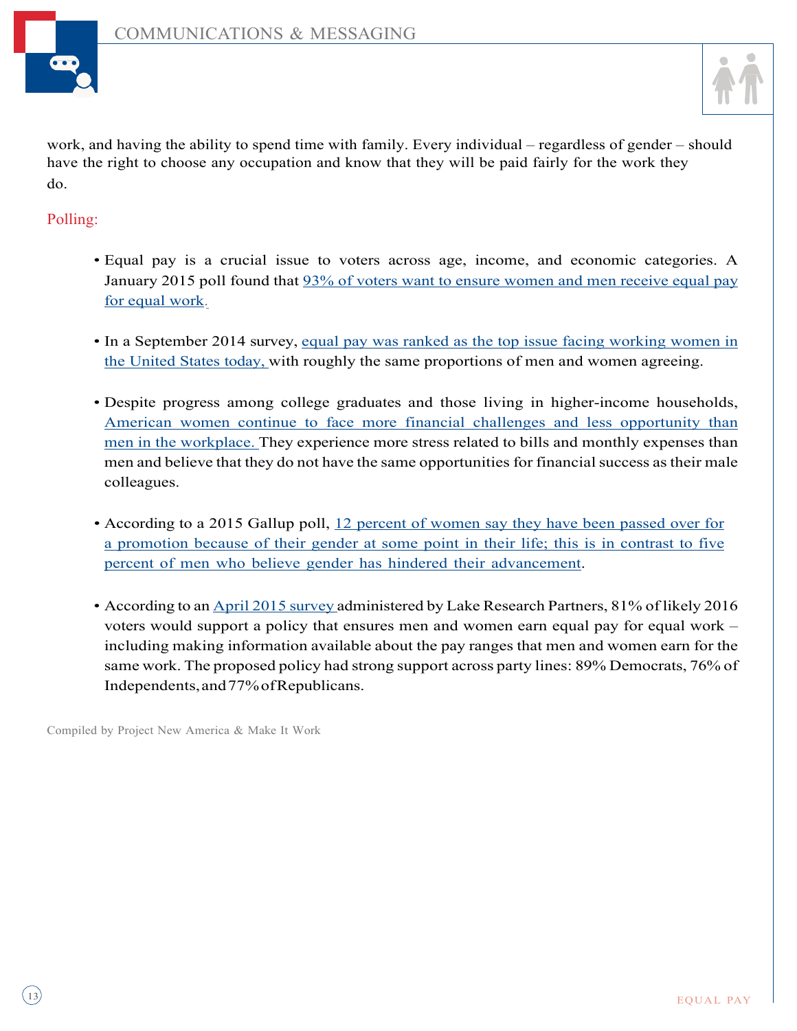work, and having the ability to spend time with family. Every individual – regardless of gender – should have the right to choose any occupation and know that they will be paid fairly for the work they do.

## Polling:

- Equal pay is a crucial issue to voters across age, income, and economic categories. A January 2015 poll found that 93% of voters want to ensure women and men receive equal pay for equal work.

- In a September 2014 survey, equal pay was ranked as the top issue facing working women in the United States today, with roughly the same proportions of men and women agreeing.

- Despite progress among college graduates and those living in higher-income households, American women continue to face more financial challenges and less opportunity than men in the workplace. They experience more stress related to bills and monthly expenses than men and believe that they do not have the same opportunities for financial success as their male colleagues.

- According to a 2015 Gallup poll, 12 percent of women say they have been passed over for a promotion because of their gender at some point in their life; this is in contrast to five percent of men who believe gender has hindered their advancement.

- According to an April 2015 survey administered by Lake Research Partners, 81% of likely 2016 voters would support a policy that ensures men and women earn equal pay for equal work – including making information available about the pay ranges that men and women earn for the same work. The proposed policy had strong support across party lines: 89% Democrats, 76% of Independents, and 77% of Republicans.

Compiled by Project New America & Make It Work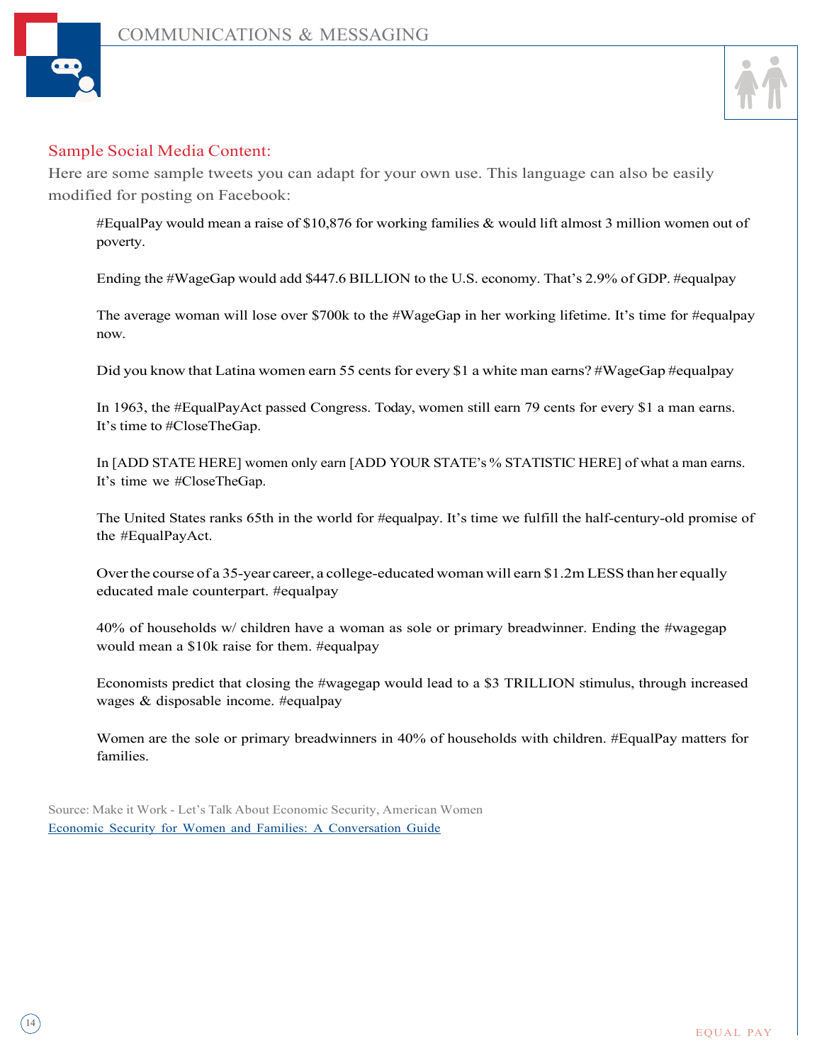## Sample Social Media Content:

Here are some sample tweets you can adapt for your own use. This language can also be easily modified for posting on Facebook:

#EqualPay would mean a raise of $10,876 for working families & would lift almost 3 million women out of poverty.

Ending the #WageGap would add $447.6 BILLION to the U.S. economy. That's 2.9% of GDP. #equalpay

The average woman will lose over $700k to the #WageGap in her working lifetime. It's time for #equalpay now.

Did you know that Latina women earn 55 cents for every $1 a white man earns? #WageGap #equalpay

In 1963, the #EqualPayAct passed Congress. Today, women still earn 79 cents for every $1 a man earns. It's time to #CloseTheGap.

In [ADD STATE HERE] women only earn [ADD YOUR STATE's % STATISTIC HERE] of what a man earns. It's time we #CloseTheGap.

The United States ranks 65th in the world for #equalpay. It's time we fulfill the half-century-old promise of the #EqualPayAct.

Over the course of a 35-year career, a college-educated woman will earn $1.2m LESS than her equally educated male counterpart. #equalpay

40% of households w/ children have a woman as sole or primary breadwinner. Ending the #wagegap would mean a $10k raise for them. #equalpay

Economists predict that closing the #wagegap would lead to a $3 TRILLION stimulus, through increased wages & disposable income. #equalpay

Women are the sole or primary breadwinners in 40% of households with children. #EqualPay matters for families.

Source: Make it Work - Let's Talk About Economic Security, American Women
Economic Security for Women and Families: A Conversation Guide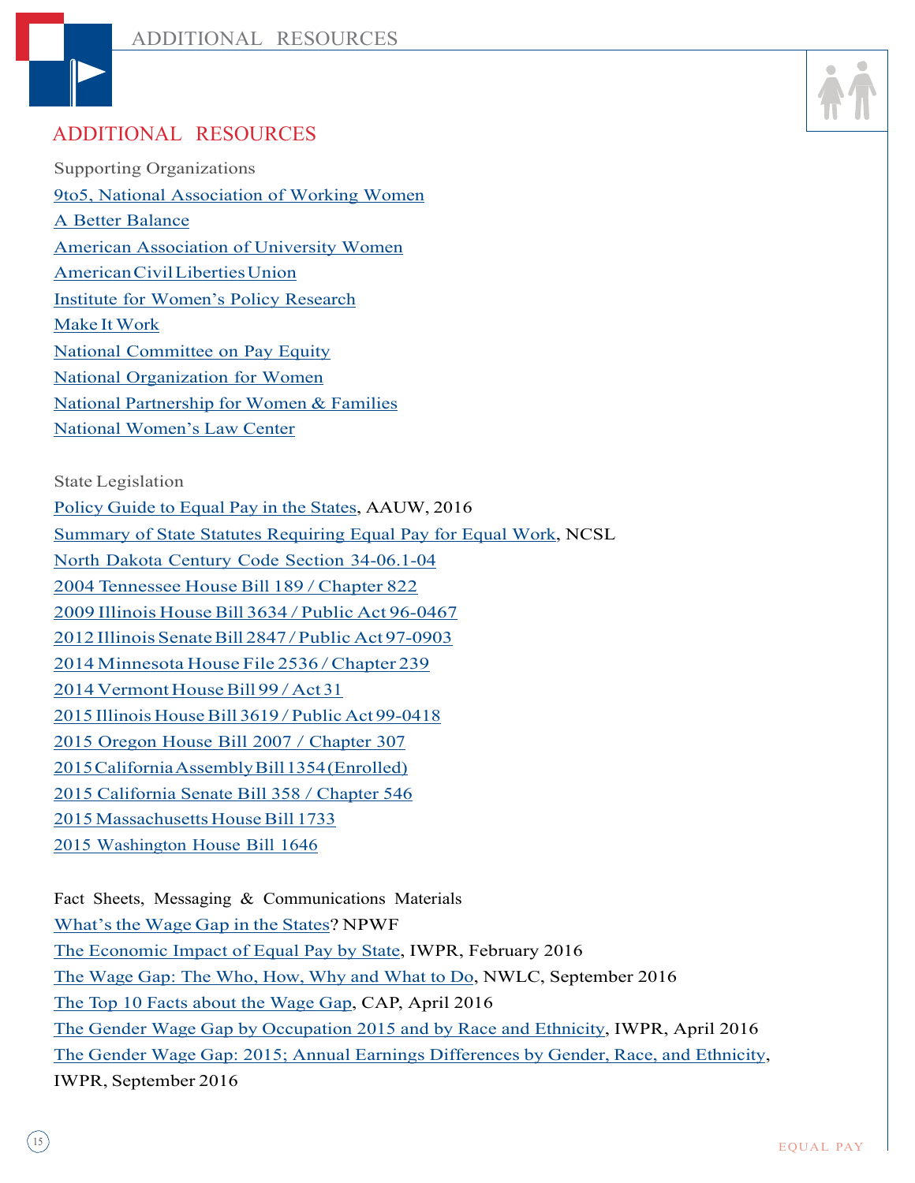## ADDITIONAL RESOURCES

Supporting Organizations

9to5, National Association of Working Women
A Better Balance
American Association of University Women
American Civil Liberties Union
Institute for Women's Policy Research
Make It Work
National Committee on Pay Equity
National Organization for Women
National Partnership for Women & Families
National Women's Law Center

State Legislation

Policy Guide to Equal Pay in the States, AAUW, 2016
Summary of State Statutes Requiring Equal Pay for Equal Work, NCSL
North Dakota Century Code Section 34-06.1-04
2004 Tennessee House Bill 189 / Chapter 822
2009 Illinois House Bill 3634 / Public Act 96-0467
2012 Illinois Senate Bill 2847 / Public Act 97-0903
2014 Minnesota House File 2536 / Chapter 239
2014 Vermont House Bill 99 / Act 31
2015 Illinois House Bill 3619 / Public Act 99-0418
2015 Oregon House Bill 2007 / Chapter 307
2015 California Assembly Bill 1354 (Enrolled)
2015 California Senate Bill 358 / Chapter 546
2015 Massachusetts House Bill 1733
2015 Washington House Bill 1646

Fact Sheets, Messaging & Communications Materials

What's the Wage Gap in the States? NPWF
The Economic Impact of Equal Pay by State, IWPR, February 2016
The Wage Gap: The Who, How, Why and What to Do, NWLC, September 2016
The Top 10 Facts about the Wage Gap, CAP, April 2016
The Gender Wage Gap by Occupation 2015 and by Race and Ethnicity, IWPR, April 2016
The Gender Wage Gap: 2015; Annual Earnings Differences by Gender, Race, and Ethnicity, IWPR, September 2016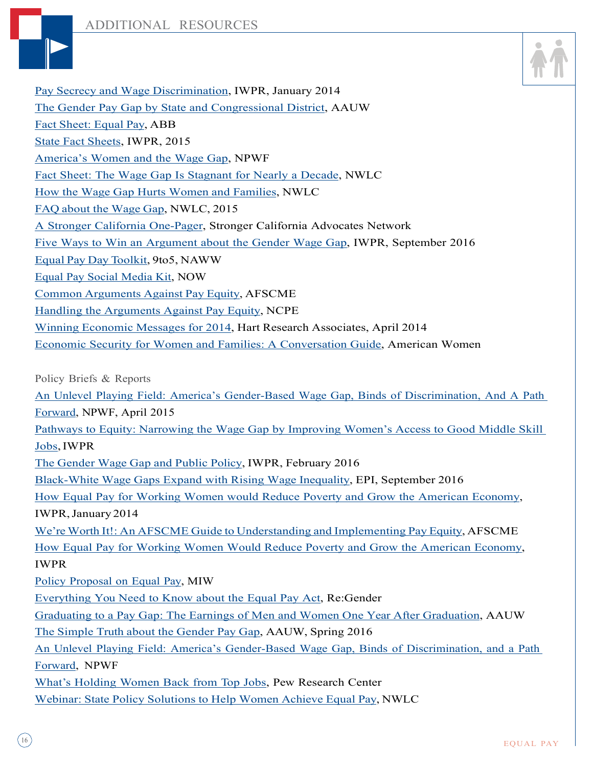# ADDITIONAL RESOURCES

Pay Secrecy and Wage Discrimination, IWPR, January 2014

The Gender Pay Gap by State and Congressional District, AAUW

Fact Sheet: Equal Pay, ABB

State Fact Sheets, IWPR, 2015

America's Women and the Wage Gap, NPWF

Fact Sheet: The Wage Gap Is Stagnant for Nearly a Decade, NWLC

How the Wage Gap Hurts Women and Families, NWLC

FAQ about the Wage Gap, NWLC, 2015

A Stronger California One-Pager, Stronger California Advocates Network

Five Ways to Win an Argument about the Gender Wage Gap, IWPR, September 2016

Equal Pay Day Toolkit, 9to5, NAWW

Equal Pay Social Media Kit, NOW

Common Arguments Against Pay Equity, AFSCME

Handling the Arguments Against Pay Equity, NCPE

Winning Economic Messages for 2014, Hart Research Associates, April 2014

Economic Security for Women and Families: A Conversation Guide, American Women

## Policy Briefs & Reports

An Unlevel Playing Field: America's Gender-Based Wage Gap, Binds of Discrimination, And A Path Forward, NPWF, April 2015

Pathways to Equity: Narrowing the Wage Gap by Improving Women's Access to Good Middle Skill Jobs, IWPR

The Gender Wage Gap and Public Policy, IWPR, February 2016

Black-White Wage Gaps Expand with Rising Wage Inequality, EPI, September 2016

How Equal Pay for Working Women would Reduce Poverty and Grow the American Economy, IWPR, January 2014

We're Worth It!: An AFSCME Guide to Understanding and Implementing Pay Equity, AFSCME

How Equal Pay for Working Women Would Reduce Poverty and Grow the American Economy, IWPR

Policy Proposal on Equal Pay, MIW

Everything You Need to Know about the Equal Pay Act, Re:Gender

Graduating to a Pay Gap: The Earnings of Men and Women One Year After Graduation, AAUW

The Simple Truth about the Gender Pay Gap, AAUW, Spring 2016

An Unlevel Playing Field: America's Gender-Based Wage Gap, Binds of Discrimination, and a Path Forward, NPWF

What's Holding Women Back from Top Jobs, Pew Research Center

Webinar: State Policy Solutions to Help Women Achieve Equal Pay, NWLC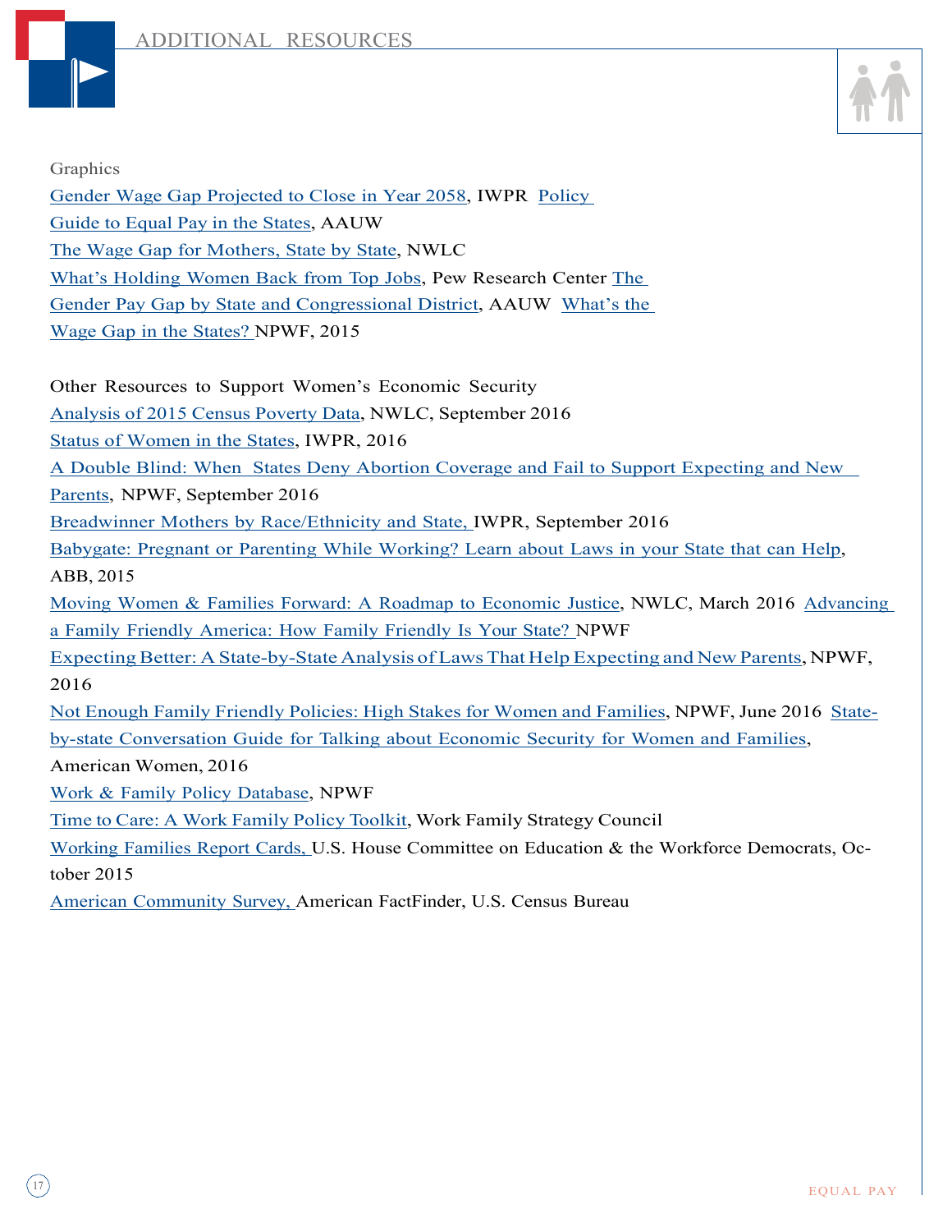## ADDITIONAL RESOURCES

### Graphics

Gender Wage Gap Projected to Close in Year 2058, IWPR Policy Guide to Equal Pay in the States, AAUW

The Wage Gap for Mothers, State by State, NWLC

What's Holding Women Back from Top Jobs, Pew Research Center The Gender Pay Gap by State and Congressional District, AAUW What's the Wage Gap in the States? NPWF, 2015

### Other Resources to Support Women's Economic Security

Analysis of 2015 Census Poverty Data, NWLC, September 2016

Status of Women in the States, IWPR, 2016

A Double Blind: When States Deny Abortion Coverage and Fail to Support Expecting and New Parents, NPWF, September 2016

Breadwinner Mothers by Race/Ethnicity and State, IWPR, September 2016

Babygate: Pregnant or Parenting While Working? Learn about Laws in your State that can Help, ABB, 2015

Moving Women & Families Forward: A Roadmap to Economic Justice, NWLC, March 2016 Advancing a Family Friendly America: How Family Friendly Is Your State? NPWF

Expecting Better: A State-by-State Analysis of Laws That Help Expecting and New Parents, NPWF, 2016

Not Enough Family Friendly Policies: High Stakes for Women and Families, NPWF, June 2016 State-by-state Conversation Guide for Talking about Economic Security for Women and Families, American Women, 2016

Work & Family Policy Database, NPWF

Time to Care: A Work Family Policy Toolkit, Work Family Strategy Council

Working Families Report Cards, U.S. House Committee on Education & the Workforce Democrats, October 2015

American Community Survey, American FactFinder, U.S. Census Bureau